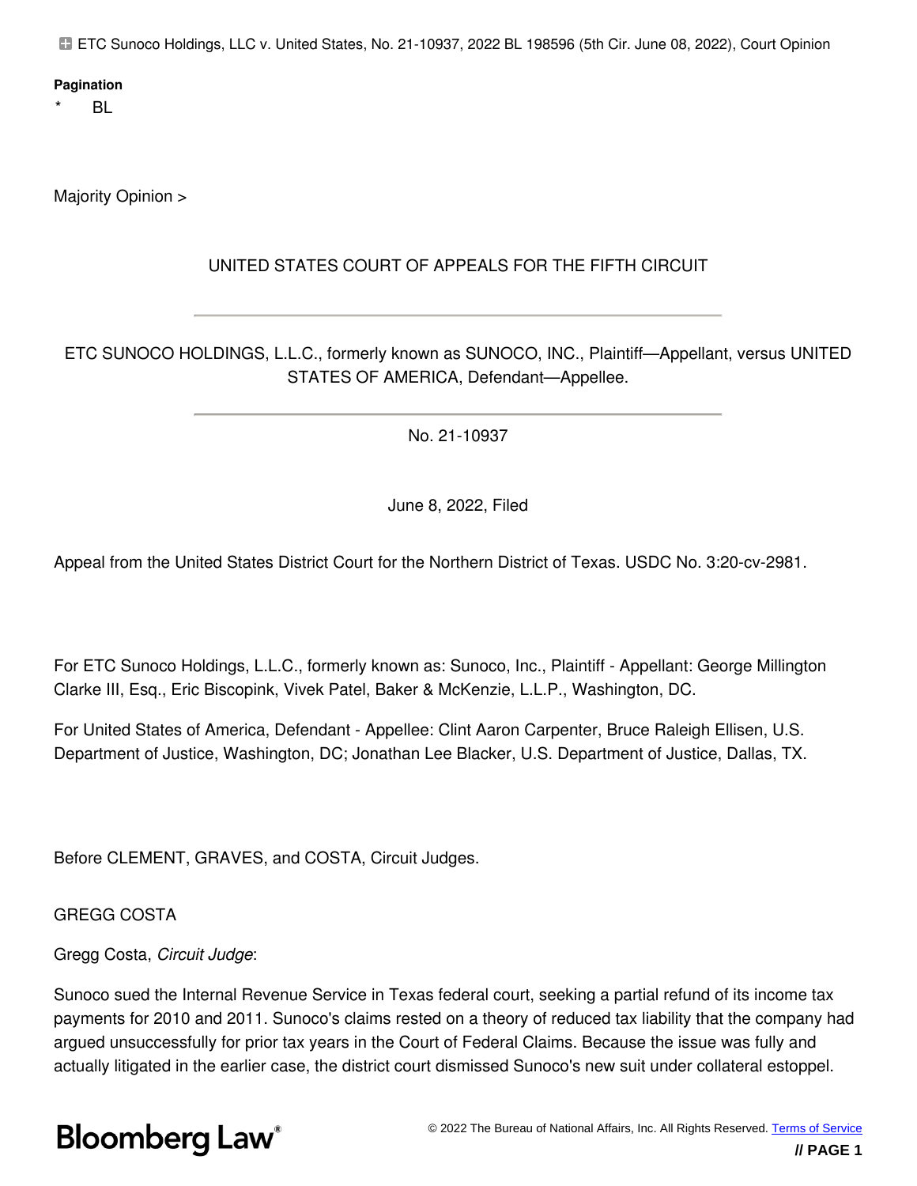ETC Sunoco Holdings, LLC v. United States, No. 21-10937, 2022 BL 198596 (5th Cir. June 08, 2022), Court Opinion

**Pagination**

\* BL

Majority Opinion >

UNITED STATES COURT OF APPEALS FOR THE FIFTH CIRCUIT

ETC SUNOCO HOLDINGS, L.L.C., formerly known as SUNOCO, INC., Plaintiff—Appellant, versus UNITED STATES OF AMERICA, Defendant—Appellee.

No. 21-10937

June 8, 2022, Filed

Appeal from the United States District Court for the Northern District of Texas. USDC No. 3:20-cv-2981.

For ETC Sunoco Holdings, L.L.C., formerly known as: Sunoco, Inc., Plaintiff - Appellant: George Millington Clarke III, Esq., Eric Biscopink, Vivek Patel, Baker & McKenzie, L.L.P., Washington, DC.

For United States of America, Defendant - Appellee: Clint Aaron Carpenter, Bruce Raleigh Ellisen, U.S. Department of Justice, Washington, DC; Jonathan Lee Blacker, U.S. Department of Justice, Dallas, TX.

Before CLEMENT, GRAVES, and COSTA, Circuit Judges.

GREGG COSTA

Gregg Costa, *Circuit Judge*:

Sunoco sued the Internal Revenue Service in Texas federal court, seeking a partial refund of its income tax payments for 2010 and 2011. Sunoco's claims rested on a theory of reduced tax liability that the company had argued unsuccessfully for prior tax years in the Court of Federal Claims. Because the issue was fully and actually litigated in the earlier case, the district court dismissed Sunoco's new suit under collateral estoppel.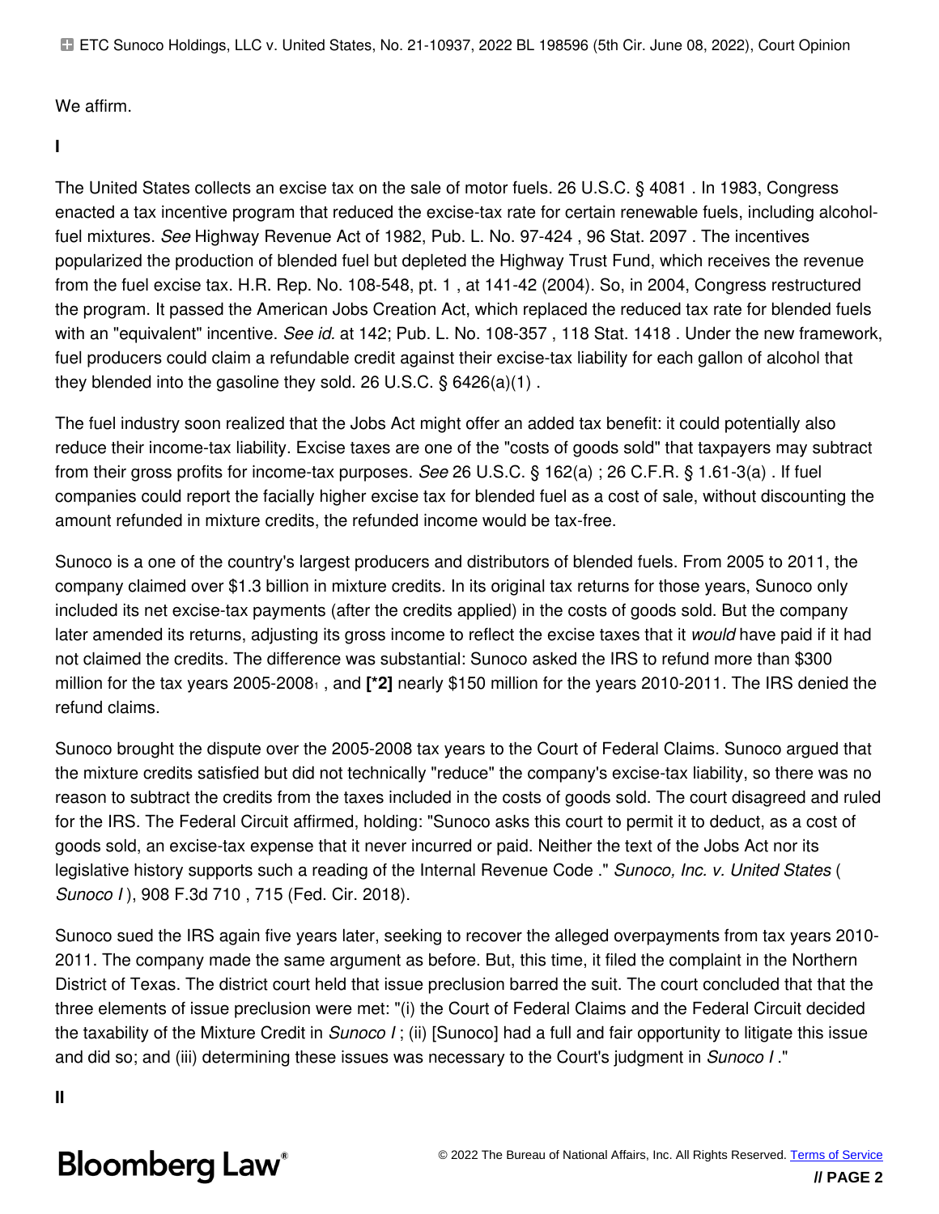We affirm.

**I**

The United States collects an excise tax on the sale of motor fuels. 26 U.S.C. § 4081 . In 1983, Congress enacted a tax incentive program that reduced the excise-tax rate for certain renewable fuels, including alcohol-fuel mixtures. *See* Highway Revenue Act of 1982, Pub. L. No. 97-424 , 96 Stat. 2097 . The incentives popularized the production of blended fuel but depleted the Highway Trust Fund, which receives the revenue from the fuel excise tax. H.R. Rep. No. 108-548, pt. 1 , at 141-42 (2004). So, in 2004, Congress restructured the program. It passed the American Jobs Creation Act, which replaced the reduced tax rate for blended fuels with an "equivalent" incentive. *See id*. at 142; Pub. L. No. 108-357 , 118 Stat. 1418 . Under the new framework, fuel producers could claim a refundable credit against their excise-tax liability for each gallon of alcohol that they blended into the gasoline they sold. 26 U.S.C. § 6426(a)(1) .

The fuel industry soon realized that the Jobs Act might offer an added tax benefit: it could potentially also reduce their income-tax liability. Excise taxes are one of the "costs of goods sold" that taxpayers may subtract from their gross profits for income-tax purposes. *See* 26 U.S.C. § 162(a) ; 26 C.F.R. § 1.61-3(a) . If fuel companies could report the facially higher excise tax for blended fuel as a cost of sale, without discounting the amount refunded in mixture credits, the refunded income would be tax-free.

Sunoco is a one of the country's largest producers and distributors of blended fuels. From 2005 to 2011, the company claimed over $1.3 billion in mixture credits. In its original tax returns for those years, Sunoco only included its net excise-tax payments (after the credits applied) in the costs of goods sold. But the company later amended its returns, adjusting its gross income to reflect the excise taxes that it *would* have paid if it had not claimed the credits. The difference was substantial: Sunoco asked the IRS to refund more than $300 million for the tax years 2005-2008[1] , and **[*2]** nearly $150 million for the years 2010-2011. The IRS denied the refund claims.

Sunoco brought the dispute over the 2005-2008 tax years to the Court of Federal Claims. Sunoco argued that the mixture credits satisfied but did not technically "reduce" the company's excise-tax liability, so there was no reason to subtract the credits from the taxes included in the costs of goods sold. The court disagreed and ruled for the IRS. The Federal Circuit affirmed, holding: "Sunoco asks this court to permit it to deduct, as a cost of goods sold, an excise-tax expense that it never incurred or paid. Neither the text of the Jobs Act nor its legislative history supports such a reading of the Internal Revenue Code ." *Sunoco, Inc. v. United States* ( *Sunoco I* ), 908 F.3d 710 , 715 (Fed. Cir. 2018).

Sunoco sued the IRS again five years later, seeking to recover the alleged overpayments from tax years 2010-2011. The company made the same argument as before. But, this time, it filed the complaint in the Northern District of Texas. The district court held that issue preclusion barred the suit. The court concluded that that the three elements of issue preclusion were met: "(i) the Court of Federal Claims and the Federal Circuit decided the taxability of the Mixture Credit in *Sunoco I* ; (ii) [Sunoco] had a full and fair opportunity to litigate this issue and did so; and (iii) determining these issues was necessary to the Court's judgment in *Sunoco I* ."

**II**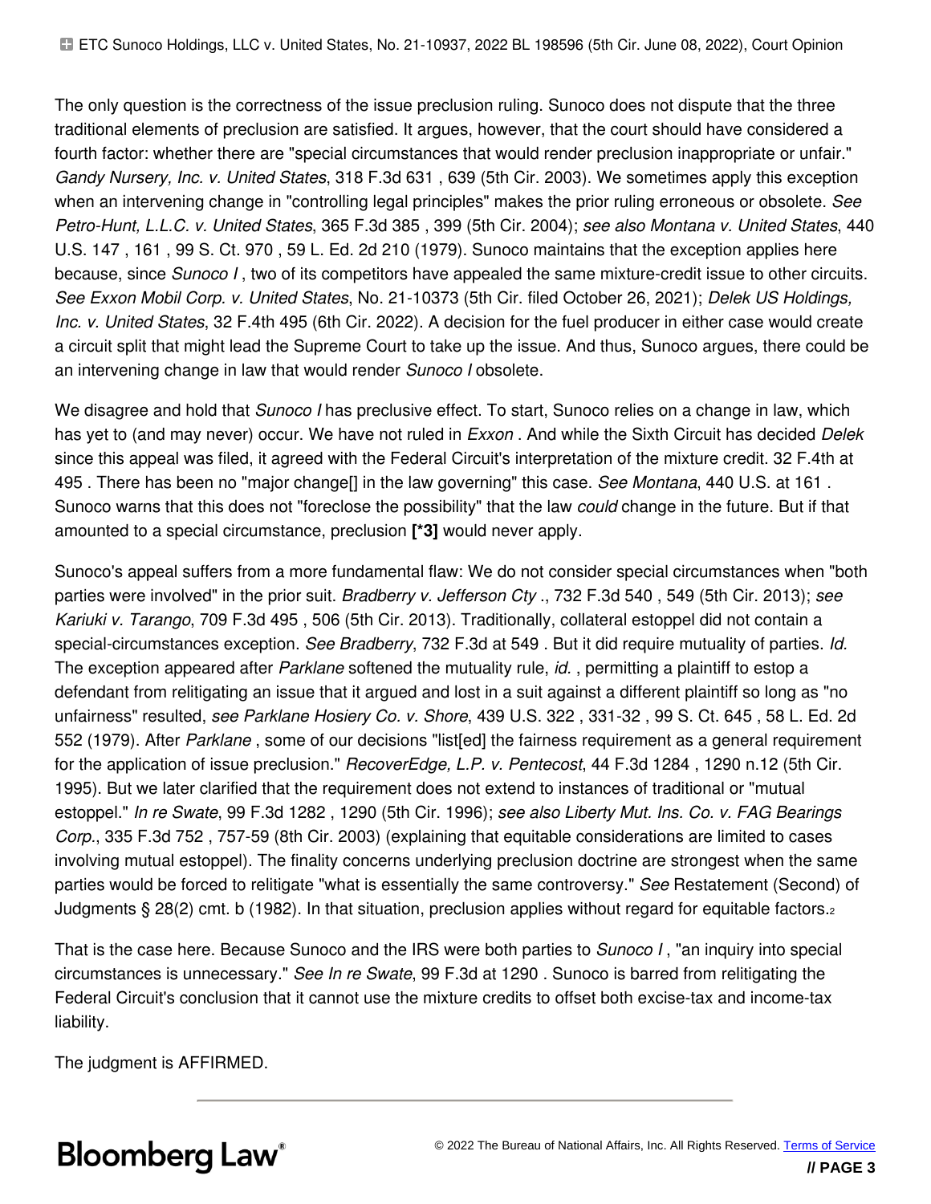The only question is the correctness of the issue preclusion ruling. Sunoco does not dispute that the three traditional elements of preclusion are satisfied. It argues, however, that the court should have considered a fourth factor: whether there are "special circumstances that would render preclusion inappropriate or unfair." *Gandy Nursery, Inc. v. United States*, 318 F.3d 631 , 639 (5th Cir. 2003). We sometimes apply this exception when an intervening change in "controlling legal principles" makes the prior ruling erroneous or obsolete. *See Petro-Hunt, L.L.C. v. United States*, 365 F.3d 385 , 399 (5th Cir. 2004); *see also Montana v. United States*, 440 U.S. 147 , 161 , 99 S. Ct. 970 , 59 L. Ed. 2d 210 (1979). Sunoco maintains that the exception applies here because, since *Sunoco I* , two of its competitors have appealed the same mixture-credit issue to other circuits. *See Exxon Mobil Corp. v. United States*, No. 21-10373 (5th Cir. filed October 26, 2021); *Delek US Holdings, Inc. v. United States*, 32 F.4th 495 (6th Cir. 2022). A decision for the fuel producer in either case would create a circuit split that might lead the Supreme Court to take up the issue. And thus, Sunoco argues, there could be an intervening change in law that would render *Sunoco I* obsolete.

We disagree and hold that *Sunoco I* has preclusive effect. To start, Sunoco relies on a change in law, which has yet to (and may never) occur. We have not ruled in *Exxon* . And while the Sixth Circuit has decided *Delek* since this appeal was filed, it agreed with the Federal Circuit's interpretation of the mixture credit. 32 F.4th at 495 . There has been no "major change[] in the law governing" this case. *See Montana*, 440 U.S. at 161 . Sunoco warns that this does not "foreclose the possibility" that the law *could* change in the future. But if that amounted to a special circumstance, preclusion **[*3]** would never apply.

Sunoco's appeal suffers from a more fundamental flaw: We do not consider special circumstances when "both parties were involved" in the prior suit. *Bradberry v. Jefferson Cty* ., 732 F.3d 540 , 549 (5th Cir. 2013); *see Kariuki v. Tarango*, 709 F.3d 495 , 506 (5th Cir. 2013). Traditionally, collateral estoppel did not contain a special-circumstances exception. *See Bradberry*, 732 F.3d at 549 . But it did require mutuality of parties. *Id.* The exception appeared after *Parklane* softened the mutuality rule, *id.* , permitting a plaintiff to estop a defendant from relitigating an issue that it argued and lost in a suit against a different plaintiff so long as "no unfairness" resulted, *see Parklane Hosiery Co. v. Shore*, 439 U.S. 322 , 331-32 , 99 S. Ct. 645 , 58 L. Ed. 2d 552 (1979). After *Parklane* , some of our decisions "list[ed] the fairness requirement as a general requirement for the application of issue preclusion." *RecoverEdge, L.P. v. Pentecost*, 44 F.3d 1284 , 1290 n.12 (5th Cir. 1995). But we later clarified that the requirement does not extend to instances of traditional or "mutual estoppel." *In re Swate*, 99 F.3d 1282 , 1290 (5th Cir. 1996); *see also Liberty Mut. Ins. Co. v. FAG Bearings Corp.*, 335 F.3d 752 , 757-59 (8th Cir. 2003) (explaining that equitable considerations are limited to cases involving mutual estoppel). The finality concerns underlying preclusion doctrine are strongest when the same parties would be forced to relitigate "what is essentially the same controversy." *See* Restatement (Second) of Judgments § 28(2) cmt. b (1982). In that situation, preclusion applies without regard for equitable factors.[2]

That is the case here. Because Sunoco and the IRS were both parties to *Sunoco I* , "an inquiry into special circumstances is unnecessary." *See In re Swate*, 99 F.3d at 1290 . Sunoco is barred from relitigating the Federal Circuit's conclusion that it cannot use the mixture credits to offset both excise-tax and income-tax liability.

The judgment is AFFIRMED.

---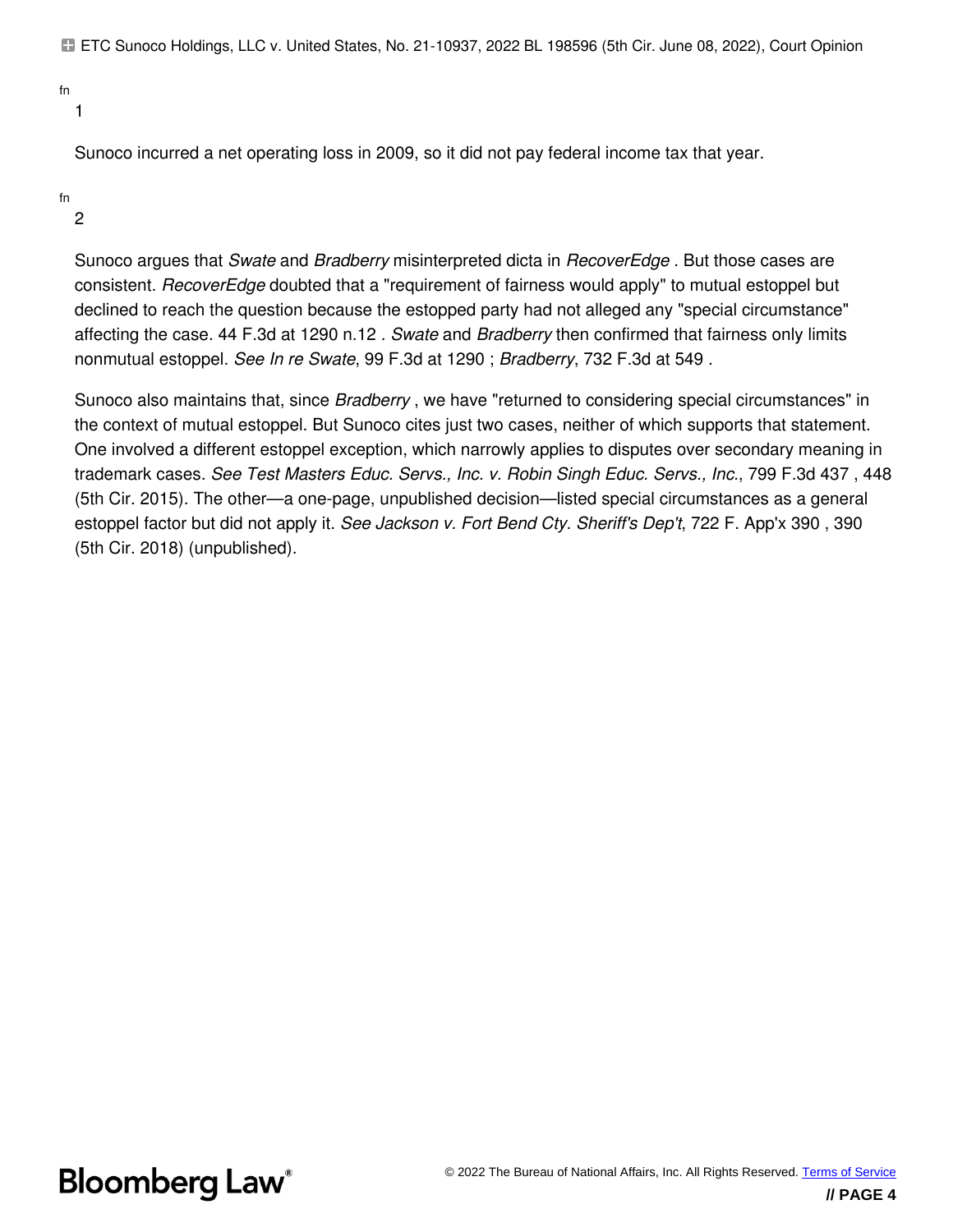fn

1

Sunoco incurred a net operating loss in 2009, so it did not pay federal income tax that year.

fn

2

Sunoco argues that *Swate* and *Bradberry* misinterpreted dicta in *RecoverEdge* . But those cases are consistent. *RecoverEdge* doubted that a "requirement of fairness would apply" to mutual estoppel but declined to reach the question because the estopped party had not alleged any "special circumstance" affecting the case. 44 F.3d at 1290 n.12 . *Swate* and *Bradberry* then confirmed that fairness only limits nonmutual estoppel. *See In re Swate*, 99 F.3d at 1290 ; *Bradberry*, 732 F.3d at 549 .

Sunoco also maintains that, since *Bradberry* , we have "returned to considering special circumstances" in the context of mutual estoppel. But Sunoco cites just two cases, neither of which supports that statement. One involved a different estoppel exception, which narrowly applies to disputes over secondary meaning in trademark cases. *See Test Masters Educ. Servs., Inc. v. Robin Singh Educ. Servs., Inc.*, 799 F.3d 437 , 448 (5th Cir. 2015). The other—a one-page, unpublished decision—listed special circumstances as a general estoppel factor but did not apply it. *See Jackson v. Fort Bend Cty. Sheriff's Dep't*, 722 F. App'x 390 , 390 (5th Cir. 2018) (unpublished).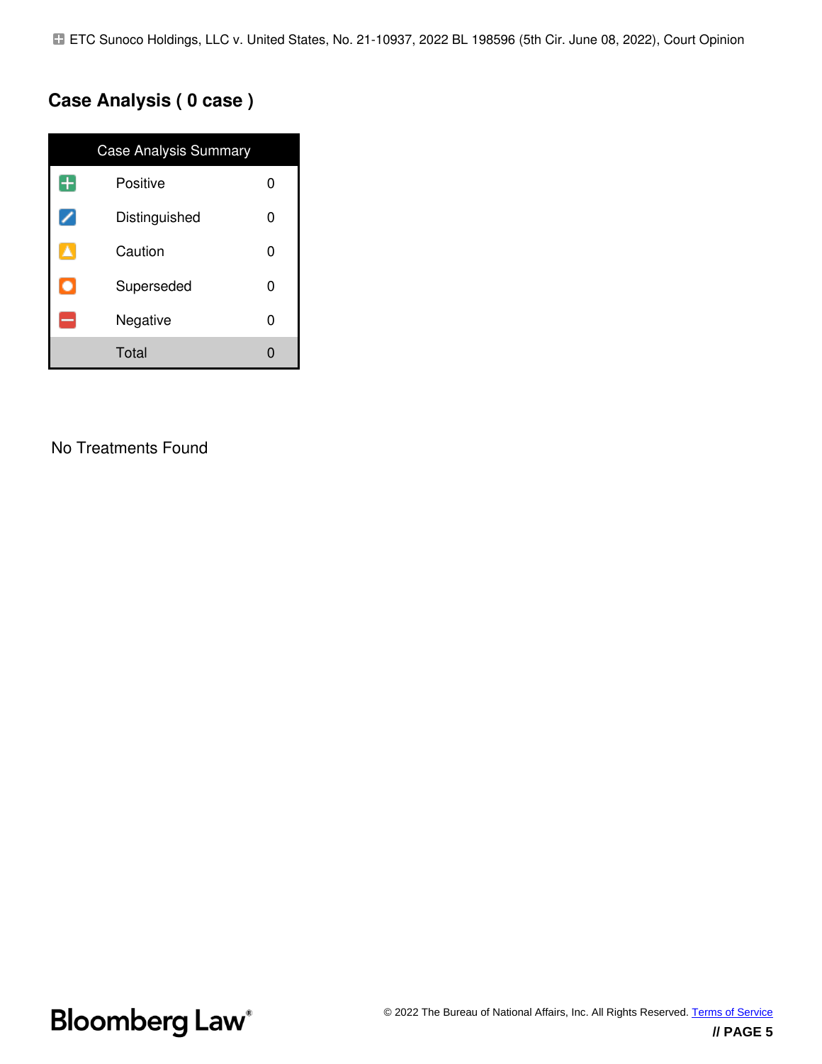ETC Sunoco Holdings, LLC v. United States, No. 21-10937, 2022 BL 198596 (5th Cir. June 08, 2022), Court Opinion

## Case Analysis ( 0 case )

| Case Analysis Summary | |
|---|---|
| Positive | 0 |
| Distinguished | 0 |
| Caution | 0 |
| Superseded | 0 |
| Negative | 0 |
| Total | 0 |

No Treatments Found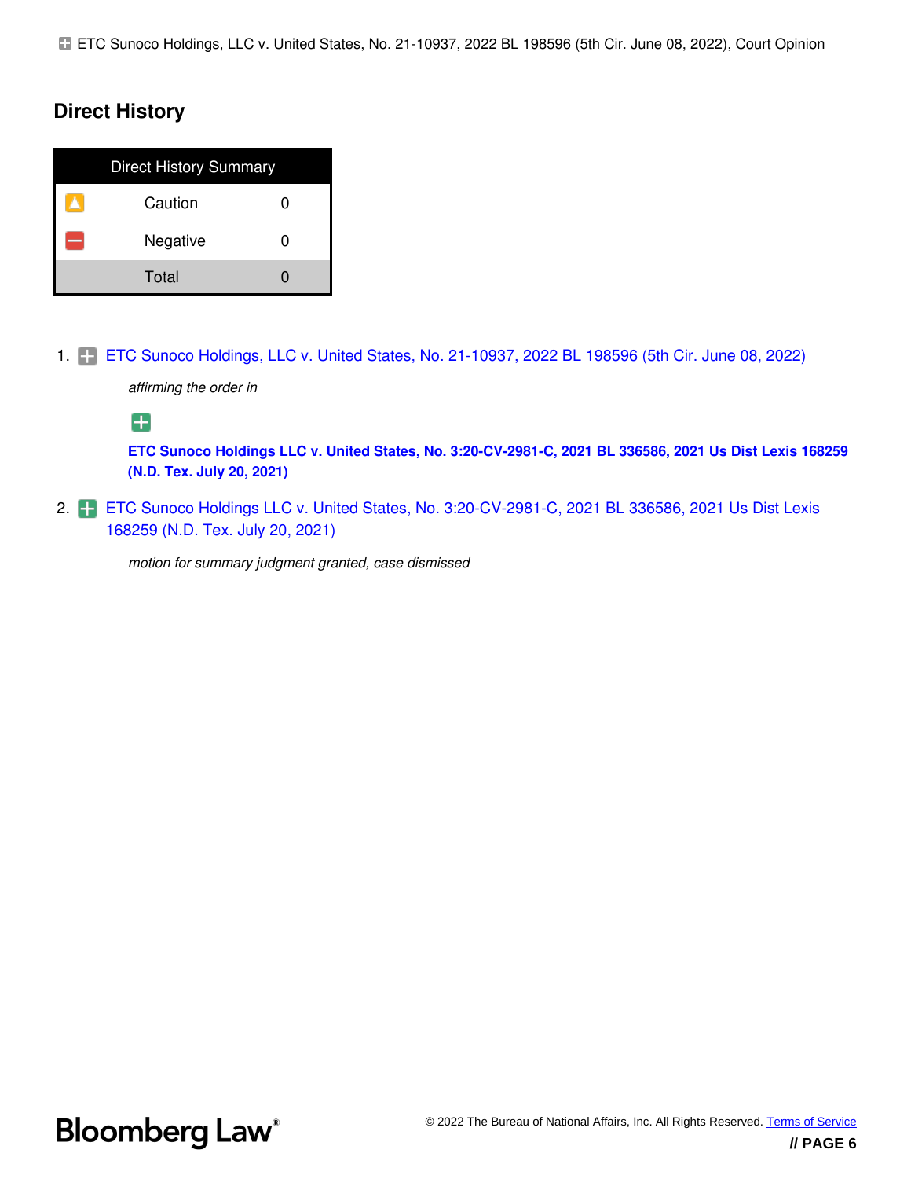ETC Sunoco Holdings, LLC v. United States, No. 21-10937, 2022 BL 198596 (5th Cir. June 08, 2022), Court Opinion

## Direct History

| Direct History Summary | |
|---|---|
| Caution | 0 |
| Negative | 0 |
| Total | 0 |

1. ETC Sunoco Holdings, LLC v. United States, No. 21-10937, 2022 BL 198596 (5th Cir. June 08, 2022)

   *affirming the order in*

   **ETC Sunoco Holdings LLC v. United States, No. 3:20-CV-2981-C, 2021 BL 336586, 2021 Us Dist Lexis 168259 (N.D. Tex. July 20, 2021)**

2. ETC Sunoco Holdings LLC v. United States, No. 3:20-CV-2981-C, 2021 BL 336586, 2021 Us Dist Lexis 168259 (N.D. Tex. July 20, 2021)

   *motion for summary judgment granted, case dismissed*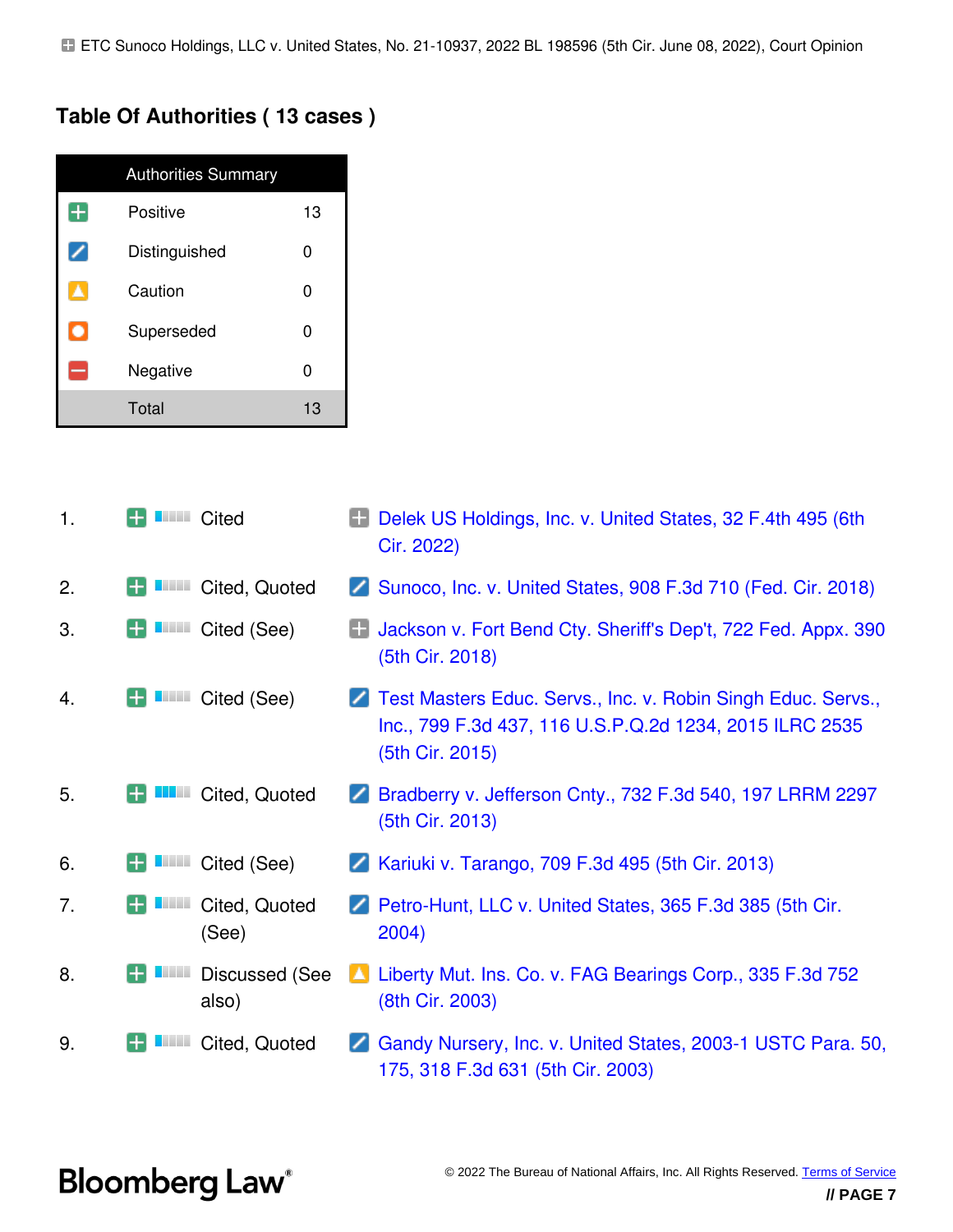ETC Sunoco Holdings, LLC v. United States, No. 21-10937, 2022 BL 198596 (5th Cir. June 08, 2022), Court Opinion

## Table Of Authorities ( 13 cases )

| Authorities Summary | |
|---|---|
| Positive | 13 |
| Distinguished | 0 |
| Caution | 0 |
| Superseded | 0 |
| Negative | 0 |
| Total | 13 |

| # | Treatment | Case |
|---|---|---|
| 1. | Cited | Delek US Holdings, Inc. v. United States, 32 F.4th 495 (6th Cir. 2022) |
| 2. | Cited, Quoted | Sunoco, Inc. v. United States, 908 F.3d 710 (Fed. Cir. 2018) |
| 3. | Cited (See) | Jackson v. Fort Bend Cty. Sheriff's Dep't, 722 Fed. Appx. 390 (5th Cir. 2018) |
| 4. | Cited (See) | Test Masters Educ. Servs., Inc. v. Robin Singh Educ. Servs., Inc., 799 F.3d 437, 116 U.S.P.Q.2d 1234, 2015 ILRC 2535 (5th Cir. 2015) |
| 5. | Cited, Quoted | Bradberry v. Jefferson Cnty., 732 F.3d 540, 197 LRRM 2297 (5th Cir. 2013) |
| 6. | Cited (See) | Kariuki v. Tarango, 709 F.3d 495 (5th Cir. 2013) |
| 7. | Cited, Quoted (See) | Petro-Hunt, LLC v. United States, 365 F.3d 385 (5th Cir. 2004) |
| 8. | Discussed (See also) | Liberty Mut. Ins. Co. v. FAG Bearings Corp., 335 F.3d 752 (8th Cir. 2003) |
| 9. | Cited, Quoted | Gandy Nursery, Inc. v. United States, 2003-1 USTC Para. 50, 175, 318 F.3d 631 (5th Cir. 2003) |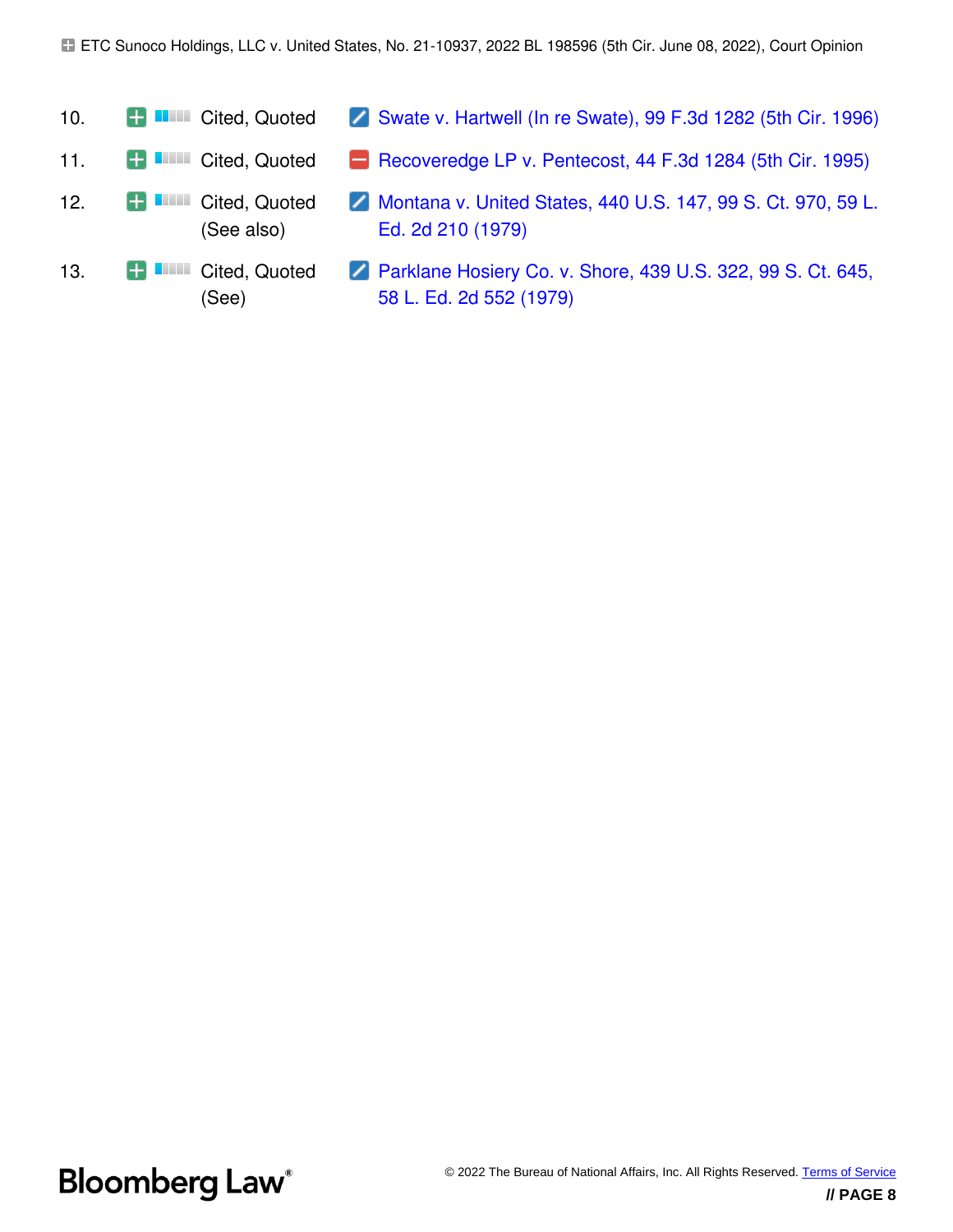10. Cited, Quoted — Swate v. Hartwell (In re Swate), 99 F.3d 1282 (5th Cir. 1996)

11. Cited, Quoted — Recoveredge LP v. Pentecost, 44 F.3d 1284 (5th Cir. 1995)

12. Cited, Quoted (See also) — Montana v. United States, 440 U.S. 147, 99 S. Ct. 970, 59 L. Ed. 2d 210 (1979)

13. Cited, Quoted (See) — Parklane Hosiery Co. v. Shore, 439 U.S. 322, 99 S. Ct. 645, 58 L. Ed. 2d 552 (1979)